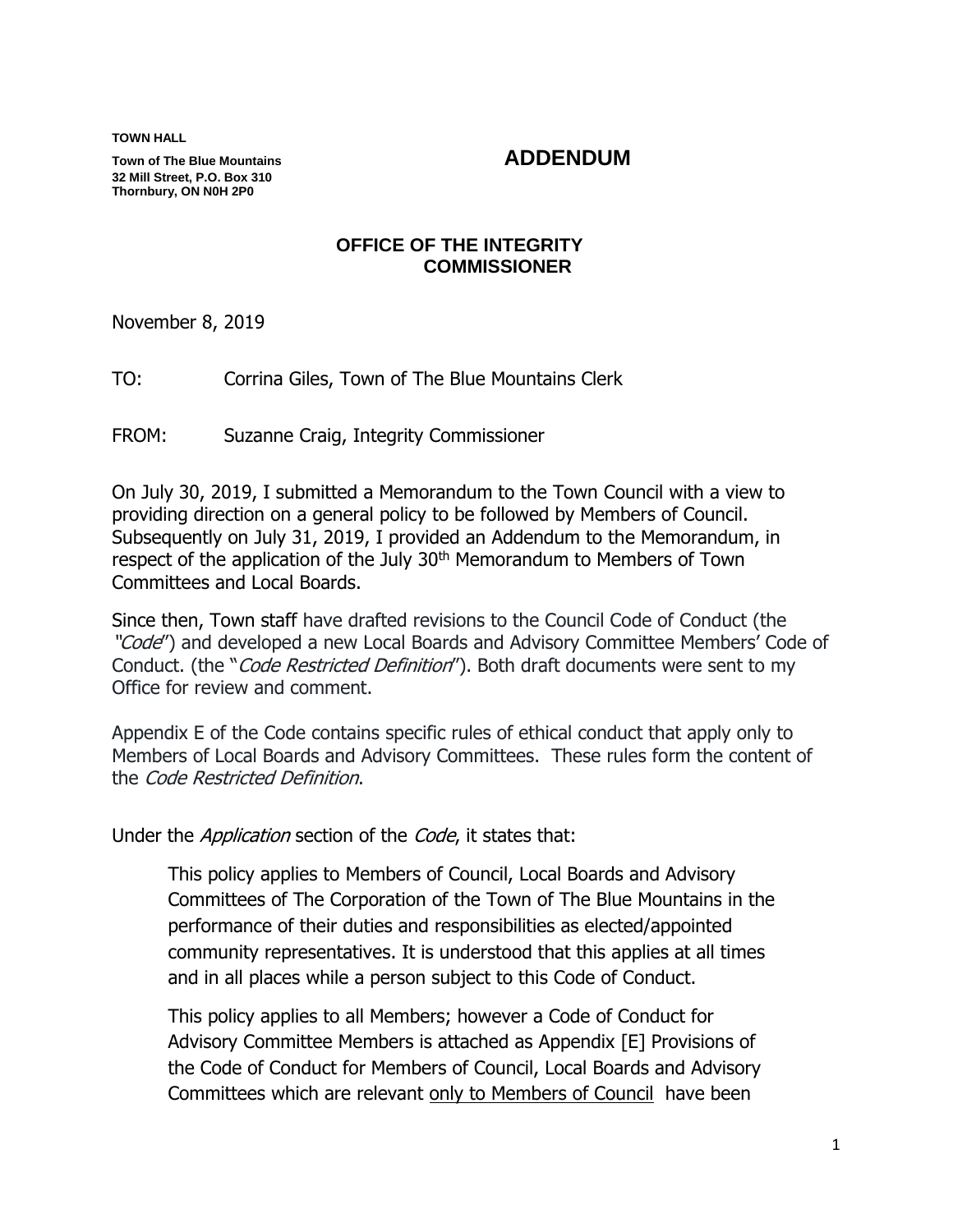**TOWN HALL**

**Town of The Blue Mountains**
**32 Mill Street, P.O. Box 310**
**Thornbury, ON N0H 2P0**

# ADDENDUM

## OFFICE OF THE INTEGRITY COMMISSIONER

November 8, 2019

TO: Corrina Giles, Town of The Blue Mountains Clerk

FROM: Suzanne Craig, Integrity Commissioner

On July 30, 2019, I submitted a Memorandum to the Town Council with a view to providing direction on a general policy to be followed by Members of Council. Subsequently on July 31, 2019, I provided an Addendum to the Memorandum, in respect of the application of the July 30th Memorandum to Members of Town Committees and Local Boards.

Since then, Town staff have drafted revisions to the Council Code of Conduct (the "*Code*") and developed a new Local Boards and Advisory Committee Members' Code of Conduct. (the "*Code Restricted Definition*"). Both draft documents were sent to my Office for review and comment.

Appendix E of the Code contains specific rules of ethical conduct that apply only to Members of Local Boards and Advisory Committees. These rules form the content of the *Code Restricted Definition*.

Under the *Application* section of the *Code*, it states that:

> This policy applies to Members of Council, Local Boards and Advisory Committees of The Corporation of the Town of The Blue Mountains in the performance of their duties and responsibilities as elected/appointed community representatives. It is understood that this applies at all times and in all places while a person subject to this Code of Conduct.
>
> This policy applies to all Members; however a Code of Conduct for Advisory Committee Members is attached as Appendix [E] Provisions of the Code of Conduct for Members of Council, Local Boards and Advisory Committees which are relevant <u>only to Members of Council</u> have been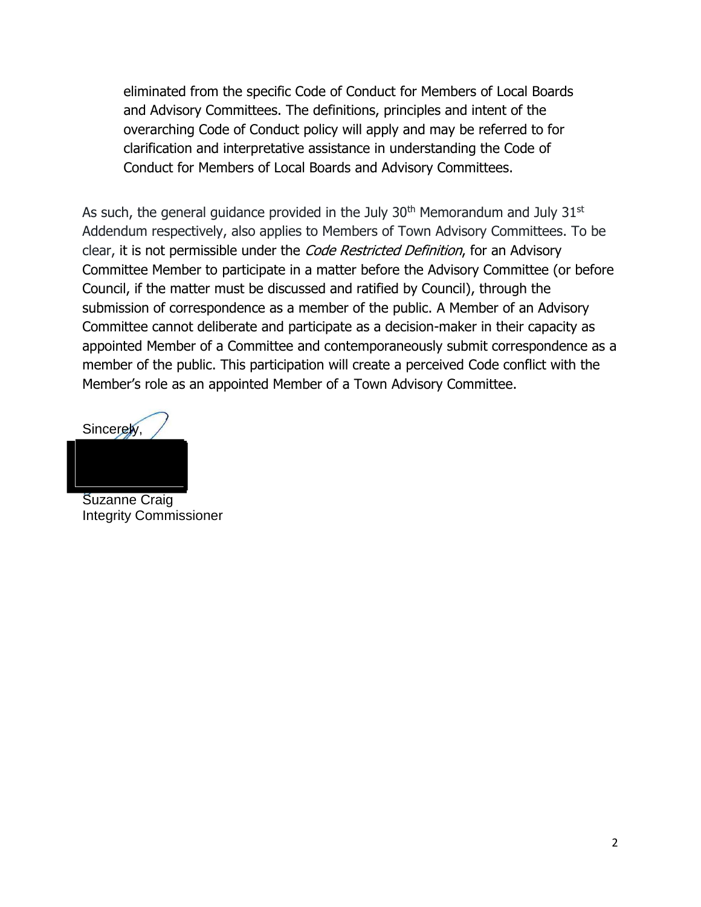eliminated from the specific Code of Conduct for Members of Local Boards and Advisory Committees. The definitions, principles and intent of the overarching Code of Conduct policy will apply and may be referred to for clarification and interpretative assistance in understanding the Code of Conduct for Members of Local Boards and Advisory Committees.

As such, the general guidance provided in the July 30th Memorandum and July 31st Addendum respectively, also applies to Members of Town Advisory Committees. To be clear, it is not permissible under the *Code Restricted Definition*, for an Advisory Committee Member to participate in a matter before the Advisory Committee (or before Council, if the matter must be discussed and ratified by Council), through the submission of correspondence as a member of the public. A Member of an Advisory Committee cannot deliberate and participate as a decision-maker in their capacity as appointed Member of a Committee and contemporaneously submit correspondence as a member of the public. This participation will create a perceived Code conflict with the Member's role as an appointed Member of a Town Advisory Committee.

Sincerely,

Suzanne Craig
Integrity Commissioner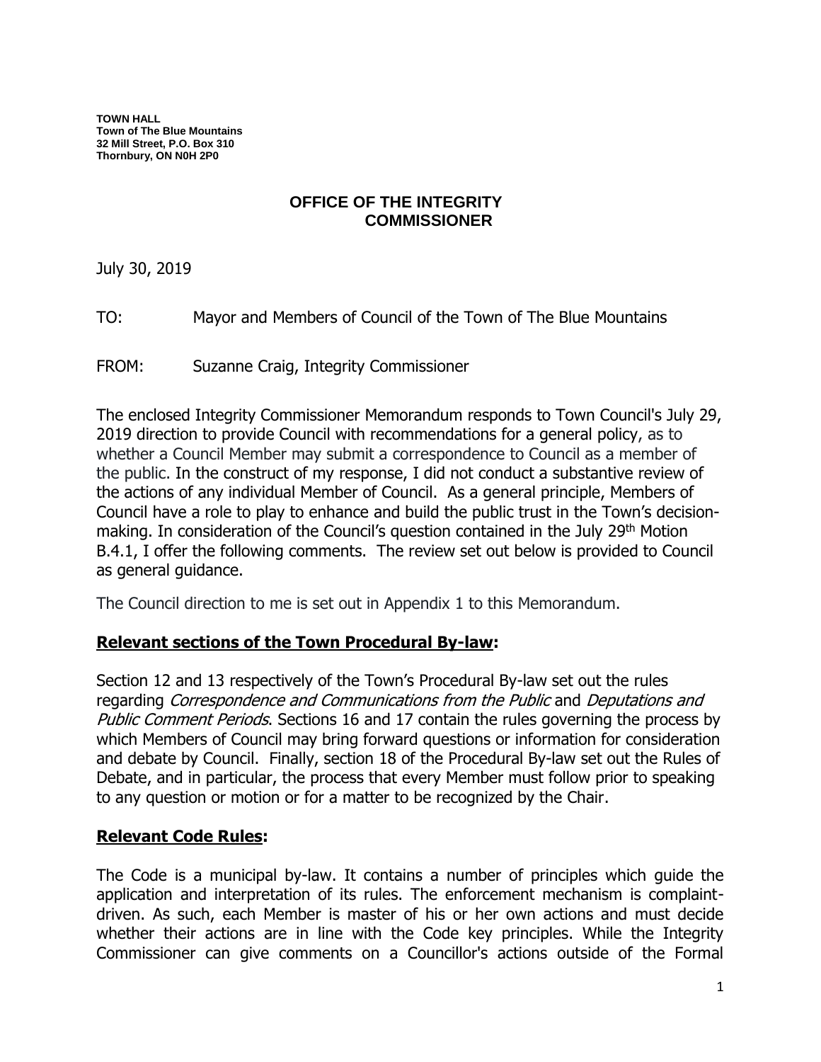**TOWN HALL**
**Town of The Blue Mountains**
**32 Mill Street, P.O. Box 310**
**Thornbury, ON N0H 2P0**

## OFFICE OF THE INTEGRITY COMMISSIONER

July 30, 2019

TO: Mayor and Members of Council of the Town of The Blue Mountains

FROM: Suzanne Craig, Integrity Commissioner

The enclosed Integrity Commissioner Memorandum responds to Town Council's July 29, 2019 direction to provide Council with recommendations for a general policy, as to whether a Council Member may submit a correspondence to Council as a member of the public. In the construct of my response, I did not conduct a substantive review of the actions of any individual Member of Council. As a general principle, Members of Council have a role to play to enhance and build the public trust in the Town's decision-making. In consideration of the Council's question contained in the July 29th Motion B.4.1, I offer the following comments. The review set out below is provided to Council as general guidance.

The Council direction to me is set out in Appendix 1 to this Memorandum.

### Relevant sections of the Town Procedural By-law:

Section 12 and 13 respectively of the Town's Procedural By-law set out the rules regarding *Correspondence and Communications from the Public* and *Deputations and Public Comment Periods*. Sections 16 and 17 contain the rules governing the process by which Members of Council may bring forward questions or information for consideration and debate by Council. Finally, section 18 of the Procedural By-law set out the Rules of Debate, and in particular, the process that every Member must follow prior to speaking to any question or motion or for a matter to be recognized by the Chair.

### Relevant Code Rules:

The Code is a municipal by-law. It contains a number of principles which guide the application and interpretation of its rules. The enforcement mechanism is complaint-driven. As such, each Member is master of his or her own actions and must decide whether their actions are in line with the Code key principles. While the Integrity Commissioner can give comments on a Councillor's actions outside of the Formal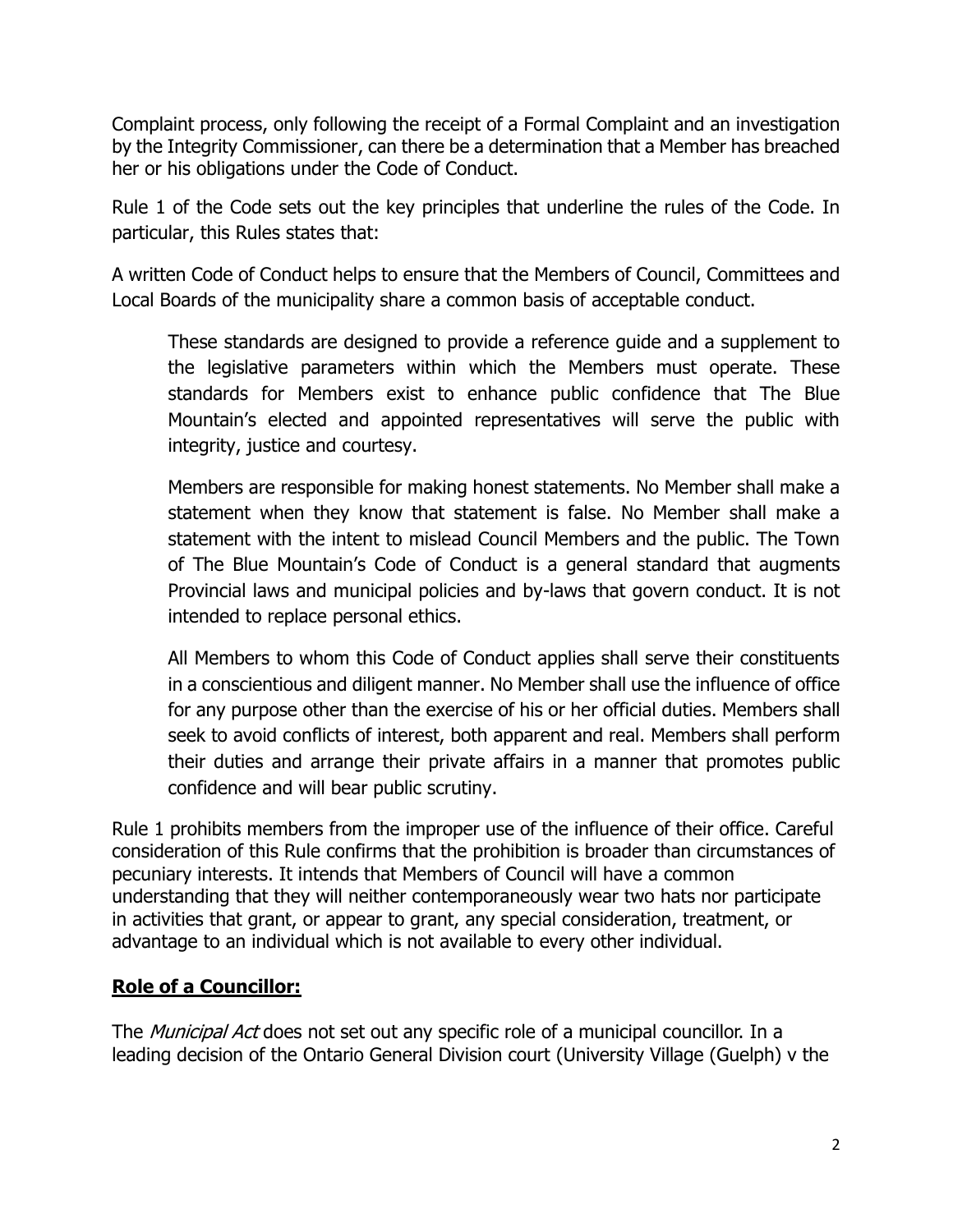Complaint process, only following the receipt of a Formal Complaint and an investigation by the Integrity Commissioner, can there be a determination that a Member has breached her or his obligations under the Code of Conduct.

Rule 1 of the Code sets out the key principles that underline the rules of the Code. In particular, this Rules states that:

A written Code of Conduct helps to ensure that the Members of Council, Committees and Local Boards of the municipality share a common basis of acceptable conduct.

> These standards are designed to provide a reference guide and a supplement to the legislative parameters within which the Members must operate. These standards for Members exist to enhance public confidence that The Blue Mountain's elected and appointed representatives will serve the public with integrity, justice and courtesy.
>
> Members are responsible for making honest statements. No Member shall make a statement when they know that statement is false. No Member shall make a statement with the intent to mislead Council Members and the public. The Town of The Blue Mountain's Code of Conduct is a general standard that augments Provincial laws and municipal policies and by-laws that govern conduct. It is not intended to replace personal ethics.
>
> All Members to whom this Code of Conduct applies shall serve their constituents in a conscientious and diligent manner. No Member shall use the influence of office for any purpose other than the exercise of his or her official duties. Members shall seek to avoid conflicts of interest, both apparent and real. Members shall perform their duties and arrange their private affairs in a manner that promotes public confidence and will bear public scrutiny.

Rule 1 prohibits members from the improper use of the influence of their office. Careful consideration of this Rule confirms that the prohibition is broader than circumstances of pecuniary interests. It intends that Members of Council will have a common understanding that they will neither contemporaneously wear two hats nor participate in activities that grant, or appear to grant, any special consideration, treatment, or advantage to an individual which is not available to every other individual.

## **Role of a Councillor:**

The *Municipal Act* does not set out any specific role of a municipal councillor. In a leading decision of the Ontario General Division court (University Village (Guelph) v the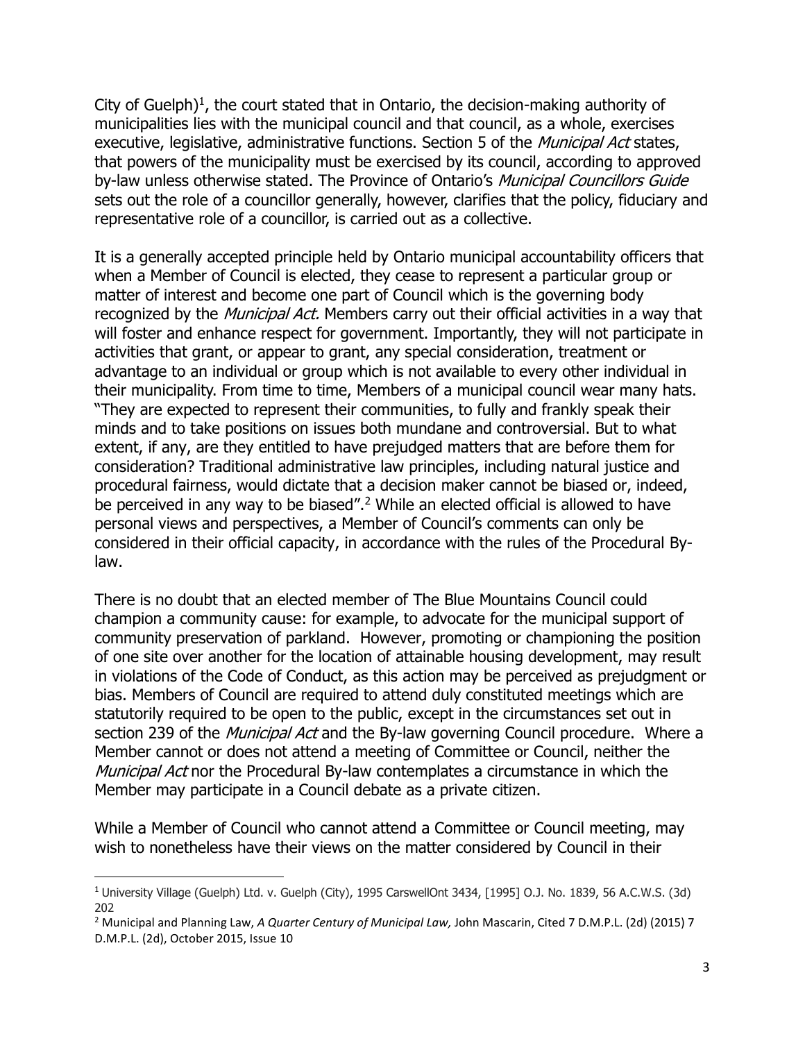City of Guelph)[1], the court stated that in Ontario, the decision-making authority of municipalities lies with the municipal council and that council, as a whole, exercises executive, legislative, administrative functions. Section 5 of the *Municipal Act* states, that powers of the municipality must be exercised by its council, according to approved by-law unless otherwise stated. The Province of Ontario's *Municipal Councillors Guide* sets out the role of a councillor generally, however, clarifies that the policy, fiduciary and representative role of a councillor, is carried out as a collective.

It is a generally accepted principle held by Ontario municipal accountability officers that when a Member of Council is elected, they cease to represent a particular group or matter of interest and become one part of Council which is the governing body recognized by the *Municipal Act.* Members carry out their official activities in a way that will foster and enhance respect for government. Importantly, they will not participate in activities that grant, or appear to grant, any special consideration, treatment or advantage to an individual or group which is not available to every other individual in their municipality. From time to time, Members of a municipal council wear many hats. "They are expected to represent their communities, to fully and frankly speak their minds and to take positions on issues both mundane and controversial. But to what extent, if any, are they entitled to have prejudged matters that are before them for consideration? Traditional administrative law principles, including natural justice and procedural fairness, would dictate that a decision maker cannot be biased or, indeed, be perceived in any way to be biased".[2] While an elected official is allowed to have personal views and perspectives, a Member of Council's comments can only be considered in their official capacity, in accordance with the rules of the Procedural By-law.

There is no doubt that an elected member of The Blue Mountains Council could champion a community cause: for example, to advocate for the municipal support of community preservation of parkland. However, promoting or championing the position of one site over another for the location of attainable housing development, may result in violations of the Code of Conduct, as this action may be perceived as prejudgment or bias. Members of Council are required to attend duly constituted meetings which are statutorily required to be open to the public, except in the circumstances set out in section 239 of the *Municipal Act* and the By-law governing Council procedure. Where a Member cannot or does not attend a meeting of Committee or Council, neither the *Municipal Act* nor the Procedural By-law contemplates a circumstance in which the Member may participate in a Council debate as a private citizen.

While a Member of Council who cannot attend a Committee or Council meeting, may wish to nonetheless have their views on the matter considered by Council in their

---

[1] University Village (Guelph) Ltd. v. Guelph (City), 1995 CarswellOnt 3434, [1995] O.J. No. 1839, 56 A.C.W.S. (3d) 202

[2] Municipal and Planning Law, *A Quarter Century of Municipal Law,* John Mascarin, Cited 7 D.M.P.L. (2d) (2015) 7 D.M.P.L. (2d), October 2015, Issue 10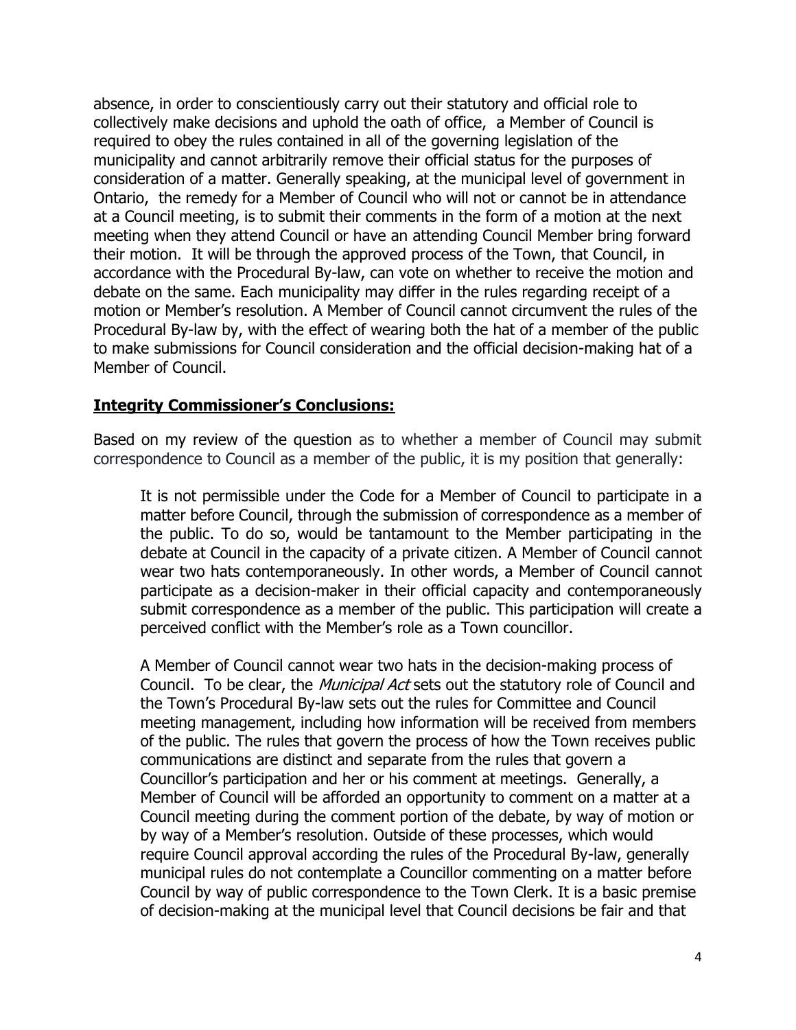absence, in order to conscientiously carry out their statutory and official role to collectively make decisions and uphold the oath of office, a Member of Council is required to obey the rules contained in all of the governing legislation of the municipality and cannot arbitrarily remove their official status for the purposes of consideration of a matter. Generally speaking, at the municipal level of government in Ontario, the remedy for a Member of Council who will not or cannot be in attendance at a Council meeting, is to submit their comments in the form of a motion at the next meeting when they attend Council or have an attending Council Member bring forward their motion. It will be through the approved process of the Town, that Council, in accordance with the Procedural By-law, can vote on whether to receive the motion and debate on the same. Each municipality may differ in the rules regarding receipt of a motion or Member's resolution. A Member of Council cannot circumvent the rules of the Procedural By-law by, with the effect of wearing both the hat of a member of the public to make submissions for Council consideration and the official decision-making hat of a Member of Council.

## **Integrity Commissioner's Conclusions:**

Based on my review of the question as to whether a member of Council may submit correspondence to Council as a member of the public, it is my position that generally:

> It is not permissible under the Code for a Member of Council to participate in a matter before Council, through the submission of correspondence as a member of the public. To do so, would be tantamount to the Member participating in the debate at Council in the capacity of a private citizen. A Member of Council cannot wear two hats contemporaneously. In other words, a Member of Council cannot participate as a decision-maker in their official capacity and contemporaneously submit correspondence as a member of the public. This participation will create a perceived conflict with the Member's role as a Town councillor.
>
> A Member of Council cannot wear two hats in the decision-making process of Council. To be clear, the *Municipal Act* sets out the statutory role of Council and the Town's Procedural By-law sets out the rules for Committee and Council meeting management, including how information will be received from members of the public. The rules that govern the process of how the Town receives public communications are distinct and separate from the rules that govern a Councillor's participation and her or his comment at meetings. Generally, a Member of Council will be afforded an opportunity to comment on a matter at a Council meeting during the comment portion of the debate, by way of motion or by way of a Member's resolution. Outside of these processes, which would require Council approval according the rules of the Procedural By-law, generally municipal rules do not contemplate a Councillor commenting on a matter before Council by way of public correspondence to the Town Clerk. It is a basic premise of decision-making at the municipal level that Council decisions be fair and that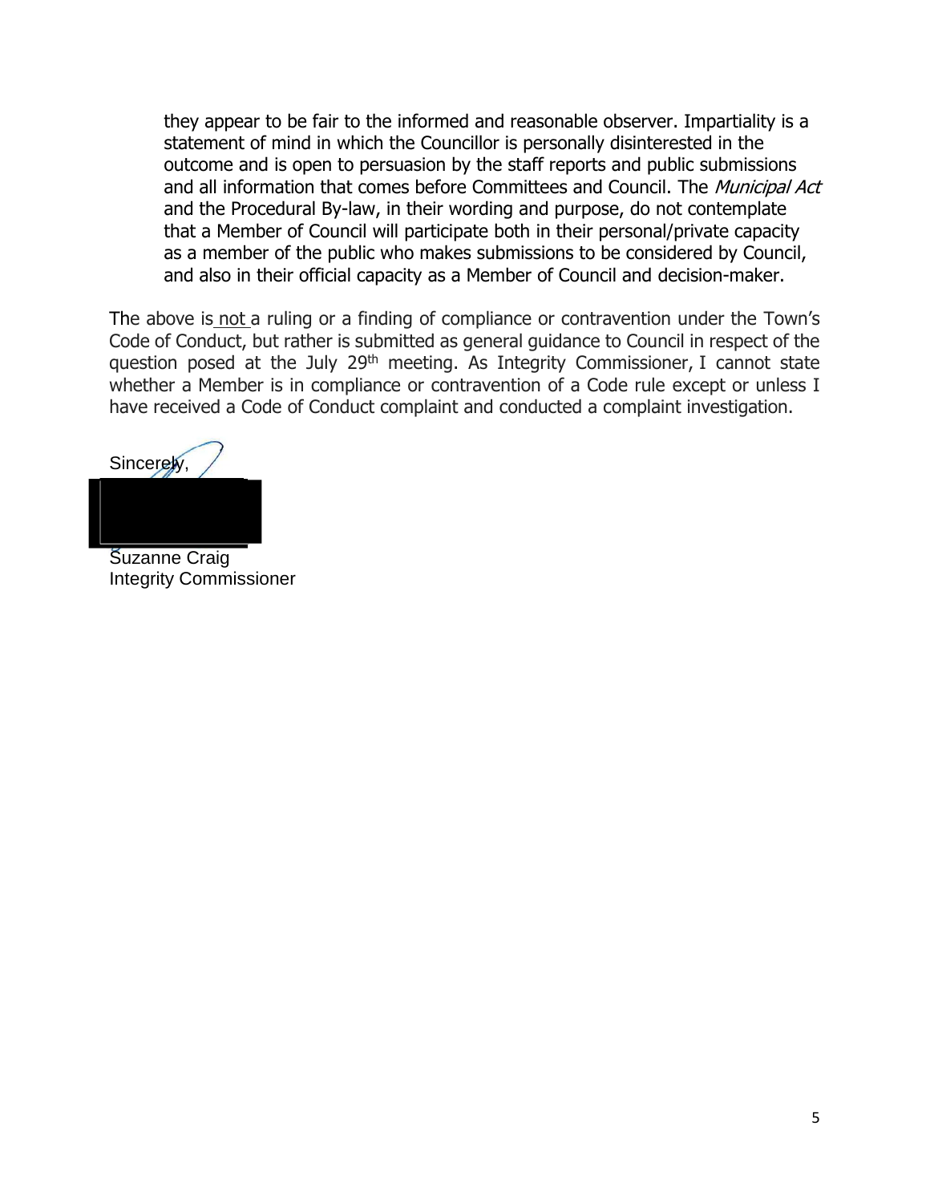they appear to be fair to the informed and reasonable observer. Impartiality is a statement of mind in which the Councillor is personally disinterested in the outcome and is open to persuasion by the staff reports and public submissions and all information that comes before Committees and Council. The *Municipal Act* and the Procedural By-law, in their wording and purpose, do not contemplate that a Member of Council will participate both in their personal/private capacity as a member of the public who makes submissions to be considered by Council, and also in their official capacity as a Member of Council and decision-maker.

The above is not a ruling or a finding of compliance or contravention under the Town's Code of Conduct, but rather is submitted as general guidance to Council in respect of the question posed at the July 29th meeting. As Integrity Commissioner, I cannot state whether a Member is in compliance or contravention of a Code rule except or unless I have received a Code of Conduct complaint and conducted a complaint investigation.

Sincerely,

Suzanne Craig
Integrity Commissioner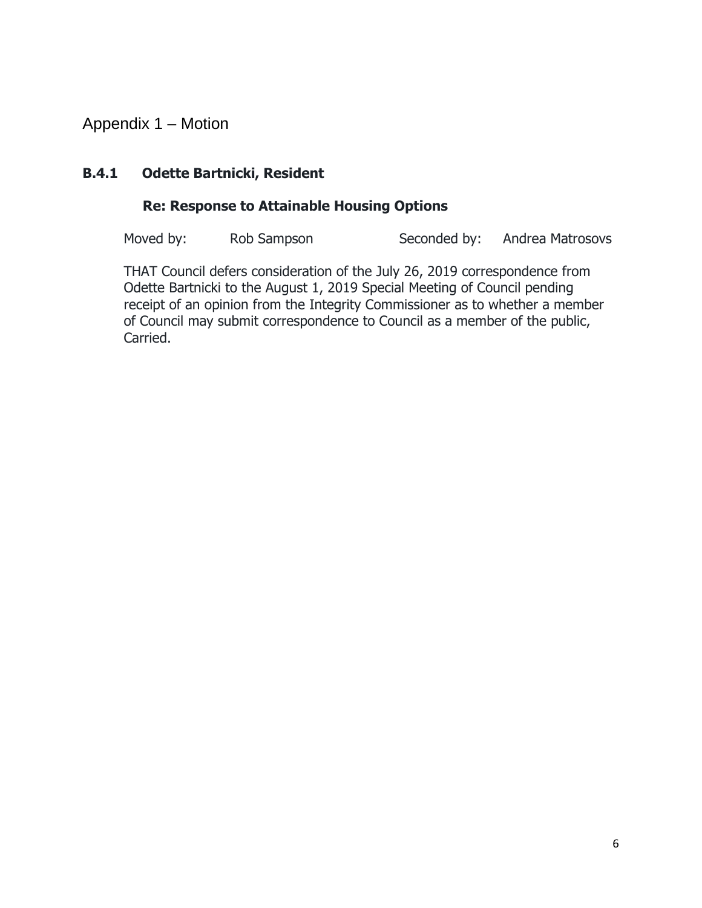# Appendix 1 – Motion

## B.4.1 Odette Bartnicki, Resident

### Re: Response to Attainable Housing Options

Moved by: Rob Sampson Seconded by: Andrea Matrosovs

THAT Council defers consideration of the July 26, 2019 correspondence from Odette Bartnicki to the August 1, 2019 Special Meeting of Council pending receipt of an opinion from the Integrity Commissioner as to whether a member of Council may submit correspondence to Council as a member of the public, Carried.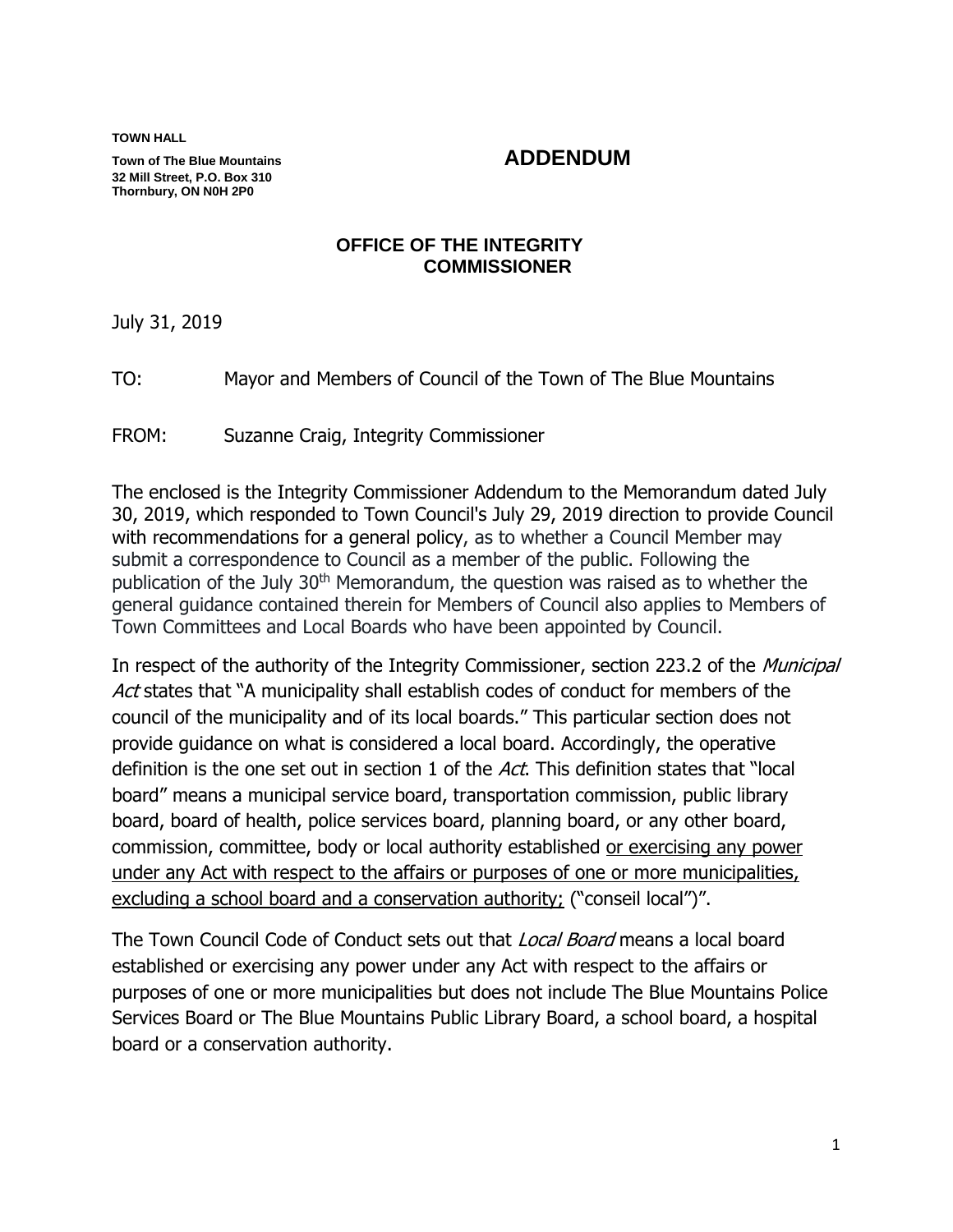**TOWN HALL**

**Town of The Blue Mountains**
**32 Mill Street, P.O. Box 310**
**Thornbury, ON N0H 2P0**

# ADDENDUM

## OFFICE OF THE INTEGRITY COMMISSIONER

July 31, 2019

TO: Mayor and Members of Council of the Town of The Blue Mountains

FROM: Suzanne Craig, Integrity Commissioner

The enclosed is the Integrity Commissioner Addendum to the Memorandum dated July 30, 2019, which responded to Town Council's July 29, 2019 direction to provide Council with recommendations for a general policy, as to whether a Council Member may submit a correspondence to Council as a member of the public. Following the publication of the July 30th Memorandum, the question was raised as to whether the general guidance contained therein for Members of Council also applies to Members of Town Committees and Local Boards who have been appointed by Council.

In respect of the authority of the Integrity Commissioner, section 223.2 of the *Municipal Act* states that "A municipality shall establish codes of conduct for members of the council of the municipality and of its local boards." This particular section does not provide guidance on what is considered a local board. Accordingly, the operative definition is the one set out in section 1 of the *Act*. This definition states that "local board" means a municipal service board, transportation commission, public library board, board of health, police services board, planning board, or any other board, commission, committee, body or local authority established <u>or exercising any power under any Act with respect to the affairs or purposes of one or more municipalities, excluding a school board and a conservation authority;</u> ("conseil local")".

The Town Council Code of Conduct sets out that *Local Board* means a local board established or exercising any power under any Act with respect to the affairs or purposes of one or more municipalities but does not include The Blue Mountains Police Services Board or The Blue Mountains Public Library Board, a school board, a hospital board or a conservation authority.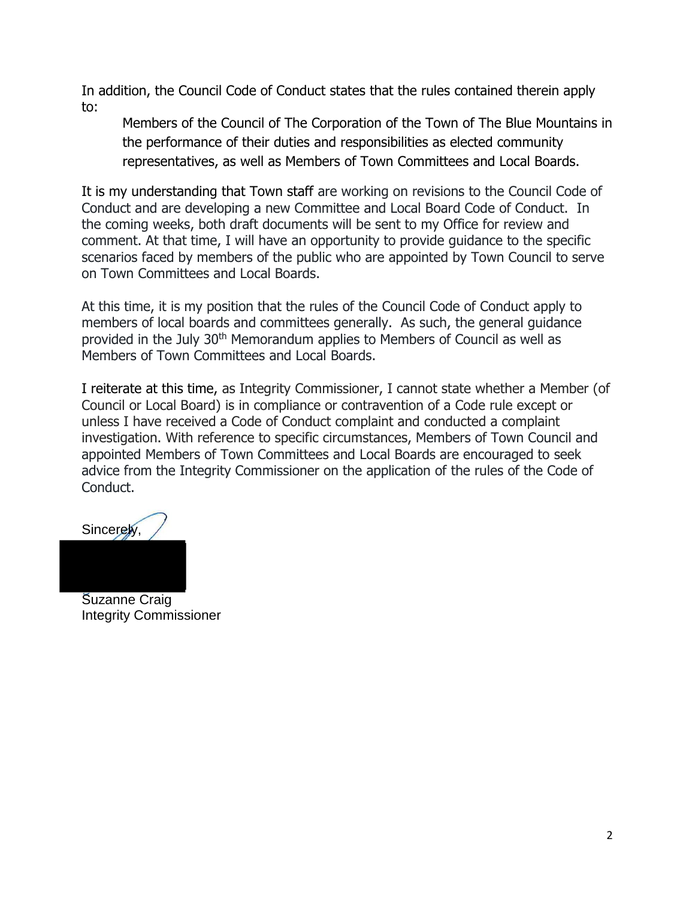In addition, the Council Code of Conduct states that the rules contained therein apply to:

> Members of the Council of The Corporation of the Town of The Blue Mountains in the performance of their duties and responsibilities as elected community representatives, as well as Members of Town Committees and Local Boards.

It is my understanding that Town staff are working on revisions to the Council Code of Conduct and are developing a new Committee and Local Board Code of Conduct. In the coming weeks, both draft documents will be sent to my Office for review and comment. At that time, I will have an opportunity to provide guidance to the specific scenarios faced by members of the public who are appointed by Town Council to serve on Town Committees and Local Boards.

At this time, it is my position that the rules of the Council Code of Conduct apply to members of local boards and committees generally. As such, the general guidance provided in the July 30th Memorandum applies to Members of Council as well as Members of Town Committees and Local Boards.

I reiterate at this time, as Integrity Commissioner, I cannot state whether a Member (of Council or Local Board) is in compliance or contravention of a Code rule except or unless I have received a Code of Conduct complaint and conducted a complaint investigation. With reference to specific circumstances, Members of Town Council and appointed Members of Town Committees and Local Boards are encouraged to seek advice from the Integrity Commissioner on the application of the rules of the Code of Conduct.

Sincerely,

Suzanne Craig
Integrity Commissioner